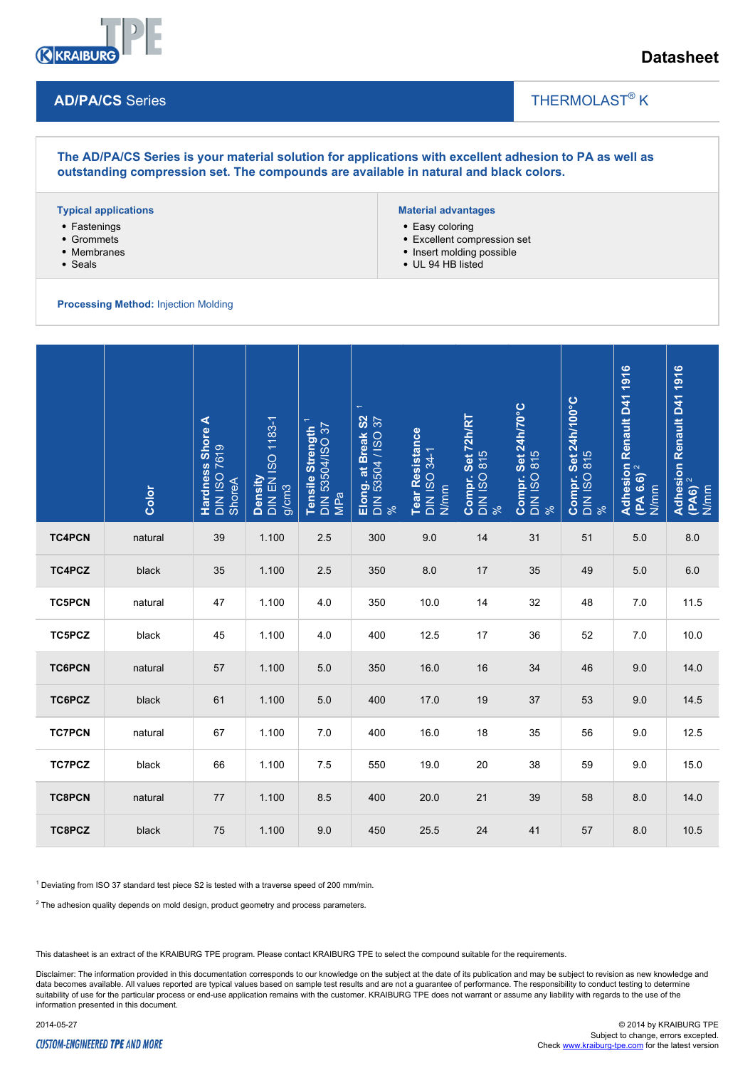Datasheet

## AD/PA/CS Series

THERMOLAST® K

**The AD/PA/CS Series is your material solution for applications with excellent adhesion to PA as well as outstanding compression set. The compounds are available in natural and black colors.**

**Typical applications**

- Fastenings
- Grommets
- Membranes
- Seals

**Material advantages**

- Easy coloring
- Excellent compression set
- Insert molding possible
- UL 94 HB listed

**Processing Method:** Injection Molding

| | Color | Hardness Shore A DIN ISO 7619 ShoreA | Density DIN EN ISO 1183-1 g/cm3 | Tensile Strength [1] DIN 53504/ISO 37 MPa | Elong. at Break S2 [1] DIN 53504 / ISO 37 % | Tear Resistance DIN ISO 34-1 N/mm | Compr. Set 72h/RT DIN ISO 815 % | Compr. Set 24h/70°C DIN ISO 815 % | Compr. Set 24h/100°C DIN ISO 815 % | Adhesion Renault D41 1916 (PA 6.6) [2] N/mm | Adhesion Renault D41 1916 (PA6) [2] N/mm |
|---|---|---|---|---|---|---|---|---|---|---|---|
| **TC4PCN** | natural | 39 | 1.100 | 2.5 | 300 | 9.0 | 14 | 31 | 51 | 5.0 | 8.0 |
| **TC4PCZ** | black | 35 | 1.100 | 2.5 | 350 | 8.0 | 17 | 35 | 49 | 5.0 | 6.0 |
| **TC5PCN** | natural | 47 | 1.100 | 4.0 | 350 | 10.0 | 14 | 32 | 48 | 7.0 | 11.5 |
| **TC5PCZ** | black | 45 | 1.100 | 4.0 | 400 | 12.5 | 17 | 36 | 52 | 7.0 | 10.0 |
| **TC6PCN** | natural | 57 | 1.100 | 5.0 | 350 | 16.0 | 16 | 34 | 46 | 9.0 | 14.0 |
| **TC6PCZ** | black | 61 | 1.100 | 5.0 | 400 | 17.0 | 19 | 37 | 53 | 9.0 | 14.5 |
| **TC7PCN** | natural | 67 | 1.100 | 7.0 | 400 | 16.0 | 18 | 35 | 56 | 9.0 | 12.5 |
| **TC7PCZ** | black | 66 | 1.100 | 7.5 | 550 | 19.0 | 20 | 38 | 59 | 9.0 | 15.0 |
| **TC8PCN** | natural | 77 | 1.100 | 8.5 | 400 | 20.0 | 21 | 39 | 58 | 8.0 | 14.0 |
| **TC8PCZ** | black | 75 | 1.100 | 9.0 | 450 | 25.5 | 24 | 41 | 57 | 8.0 | 10.5 |

[1] Deviating from ISO 37 standard test piece S2 is tested with a traverse speed of 200 mm/min.

[2] The adhesion quality depends on mold design, product geometry and process parameters.

This datasheet is an extract of the KRAIBURG TPE program. Please contact KRAIBURG TPE to select the compound suitable for the requirements.

Disclaimer: The information provided in this documentation corresponds to our knowledge on the subject at the date of its publication and may be subject to revision as new knowledge and data becomes available. All values reported are typical values based on sample test results and are not a guarantee of performance. The responsibility to conduct testing to determine suitability of use for the particular process or end-use application remains with the customer. KRAIBURG TPE does not warrant or assume any liability with regards to the use of the information presented in this document.

2014-05-27

© 2014 by KRAIBURG TPE
Subject to change, errors excepted.
Check www.kraiburg-tpe.com for the latest version

CUSTOM-ENGINEERED TPE AND MORE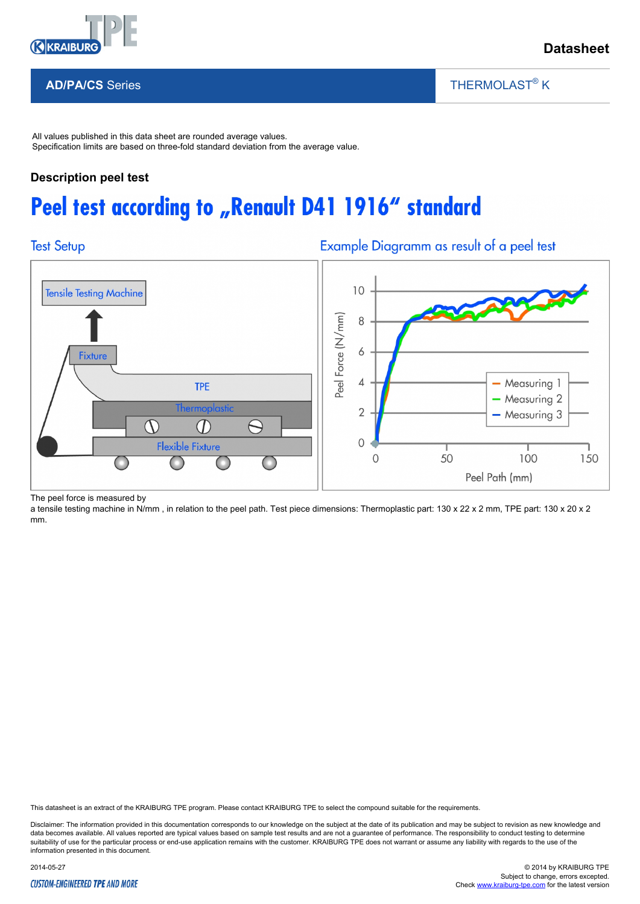All values published in this data sheet are rounded average values.
Specification limits are based on three-fold standard deviation from the average value.

### Description peel test

# Peel test according to „Renault D41 1916“ standard

## Test Setup

## Example Diagramm as result of a peel test

The peel force is measured by
a tensile testing machine in N/mm , in relation to the peel path. Test piece dimensions: Thermoplastic part: 130 x 22 x 2 mm, TPE part: 130 x 20 x 2 mm.

This datasheet is an extract of the KRAIBURG TPE program. Please contact KRAIBURG TPE to select the compound suitable for the requirements.

Disclaimer: The information provided in this documentation corresponds to our knowledge on the subject at the date of its publication and may be subject to revision as new knowledge and data becomes available. All values reported are typical values based on sample test results and are not a guarantee of performance. The responsibility to conduct testing to determine suitability of use for the particular process or end-use application remains with the customer. KRAIBURG TPE does not warrant or assume any liability with regards to the use of the information presented in this document.

2014-05-27

© 2014 by KRAIBURG TPE
Subject to change, errors excepted.
Check www.kraiburg-tpe.com for the latest version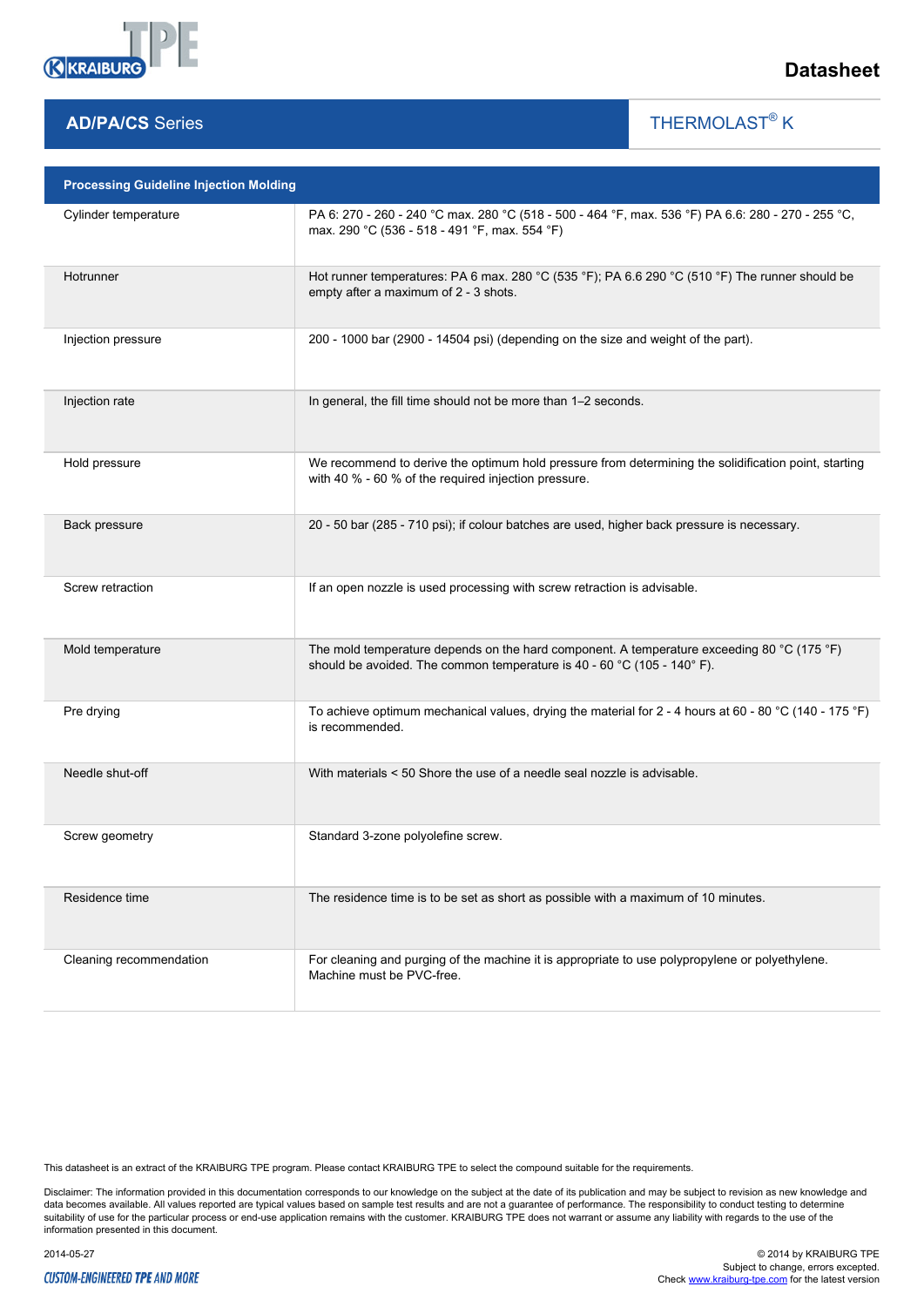# Datasheet

## AD/PA/CS Series

THERMOLAST® K

| Processing Guideline Injection Molding | |
|---|---|
| Cylinder temperature | PA 6: 270 - 260 - 240 °C max. 280 °C (518 - 500 - 464 °F, max. 536 °F) PA 6.6: 280 - 270 - 255 °C, max. 290 °C (536 - 518 - 491 °F, max. 554 °F) |
| Hotrunner | Hot runner temperatures: PA 6 max. 280 °C (535 °F); PA 6.6 290 °C (510 °F) The runner should be empty after a maximum of 2 - 3 shots. |
| Injection pressure | 200 - 1000 bar (2900 - 14504 psi) (depending on the size and weight of the part). |
| Injection rate | In general, the fill time should not be more than 1–2 seconds. |
| Hold pressure | We recommend to derive the optimum hold pressure from determining the solidification point, starting with 40 % - 60 % of the required injection pressure. |
| Back pressure | 20 - 50 bar (285 - 710 psi); if colour batches are used, higher back pressure is necessary. |
| Screw retraction | If an open nozzle is used processing with screw retraction is advisable. |
| Mold temperature | The mold temperature depends on the hard component. A temperature exceeding 80 °C (175 °F) should be avoided. The common temperature is 40 - 60 °C (105 - 140° F). |
| Pre drying | To achieve optimum mechanical values, drying the material for 2 - 4 hours at 60 - 80 °C (140 - 175 °F) is recommended. |
| Needle shut-off | With materials < 50 Shore the use of a needle seal nozzle is advisable. |
| Screw geometry | Standard 3-zone polyolefine screw. |
| Residence time | The residence time is to be set as short as possible with a maximum of 10 minutes. |
| Cleaning recommendation | For cleaning and purging of the machine it is appropriate to use polypropylene or polyethylene. Machine must be PVC-free. |

This datasheet is an extract of the KRAIBURG TPE program. Please contact KRAIBURG TPE to select the compound suitable for the requirements.

Disclaimer: The information provided in this documentation corresponds to our knowledge on the subject at the date of its publication and may be subject to revision as new knowledge and data becomes available. All values reported are typical values based on sample test results and are not a guarantee of performance. The responsibility to conduct testing to determine suitability of use for the particular process or end-use application remains with the customer. KRAIBURG TPE does not warrant or assume any liability with regards to the use of the information presented in this document.

2014-05-27

© 2014 by KRAIBURG TPE
Subject to change, errors excepted.
Check www.kraiburg-tpe.com for the latest version

CUSTOM-ENGINEERED TPE AND MORE